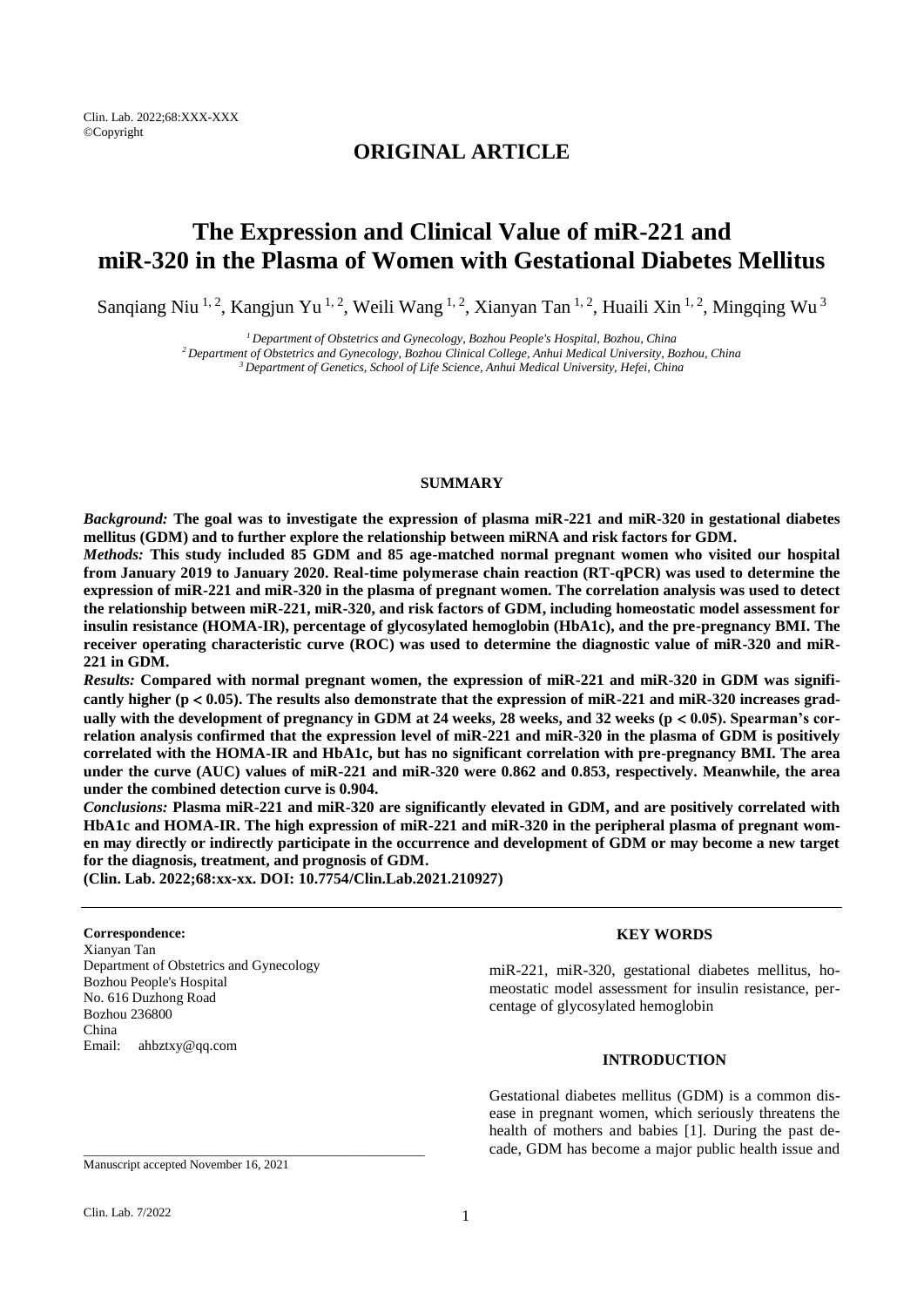## ORIGINAL ARTICLE

# The Expression and Clinical Value of miR-221 and miR-320 in the Plasma of Women with Gestational Diabetes Mellitus

Sanqiang Niu [1, 2], Kangjun Yu [1, 2], Weili Wang [1, 2], Xianyan Tan [1, 2], Huaili Xin [1, 2], Mingqing Wu [3]

[1] *Department of Obstetrics and Gynecology, Bozhou People's Hospital, Bozhou, China*
[2] *Department of Obstetrics and Gynecology, Bozhou Clinical College, Anhui Medical University, Bozhou, China*
[3] *Department of Genetics, School of Life Science, Anhui Medical University, Hefei, China*

### SUMMARY

***Background:*** **The goal was to investigate the expression of plasma miR-221 and miR-320 in gestational diabetes mellitus (GDM) and to further explore the relationship between miRNA and risk factors for GDM.**

***Methods:*** **This study included 85 GDM and 85 age-matched normal pregnant women who visited our hospital from January 2019 to January 2020. Real-time polymerase chain reaction (RT-qPCR) was used to determine the expression of miR-221 and miR-320 in the plasma of pregnant women. The correlation analysis was used to detect the relationship between miR-221, miR-320, and risk factors of GDM, including homeostatic model assessment for insulin resistance (HOMA-IR), percentage of glycosylated hemoglobin (HbA1c), and the pre-pregnancy BMI. The receiver operating characteristic curve (ROC) was used to determine the diagnostic value of miR-320 and miR-221 in GDM.**

***Results:*** **Compared with normal pregnant women, the expression of miR-221 and miR-320 in GDM was significantly higher ($p < 0.05$). The results also demonstrate that the expression of miR-221 and miR-320 increases gradually with the development of pregnancy in GDM at 24 weeks, 28 weeks, and 32 weeks ($p < 0.05$). Spearman's correlation analysis confirmed that the expression level of miR-221 and miR-320 in the plasma of GDM is positively correlated with the HOMA-IR and HbA1c, but has no significant correlation with pre-pregnancy BMI. The area under the curve (AUC) values of miR-221 and miR-320 were 0.862 and 0.853, respectively. Meanwhile, the area under the combined detection curve is 0.904.**

***Conclusions:*** **Plasma miR-221 and miR-320 are significantly elevated in GDM, and are positively correlated with HbA1c and HOMA-IR. The high expression of miR-221 and miR-320 in the peripheral plasma of pregnant women may directly or indirectly participate in the occurrence and development of GDM or may become a new target for the diagnosis, treatment, and prognosis of GDM.**

**(Clin. Lab. 2022;68:xx-xx. DOI: 10.7754/Clin.Lab.2021.210927)**

**Correspondence:**
Xianyan Tan
Department of Obstetrics and Gynecology
Bozhou People's Hospital
No. 616 Duzhong Road
Bozhou 236800
China
Email: ahbztxy@qq.com

Manuscript accepted November 16, 2021

### KEY WORDS

miR-221, miR-320, gestational diabetes mellitus, homeostatic model assessment for insulin resistance, percentage of glycosylated hemoglobin

### INTRODUCTION

Gestational diabetes mellitus (GDM) is a common disease in pregnant women, which seriously threatens the health of mothers and babies [1]. During the past decade, GDM has become a major public health issue and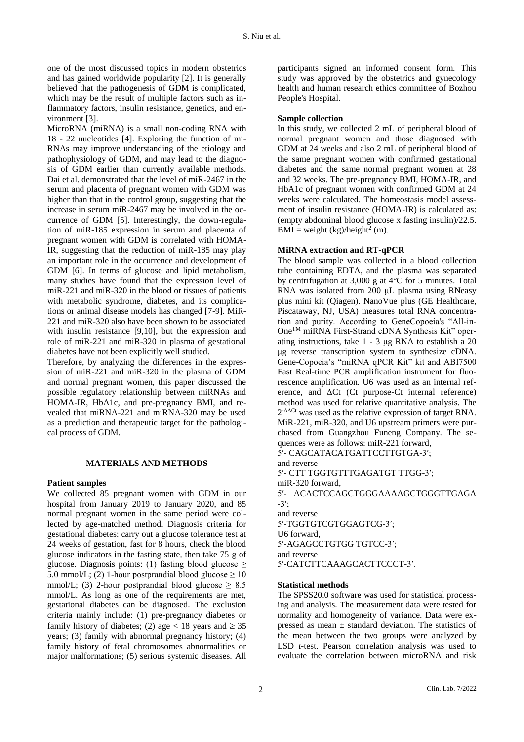one of the most discussed topics in modern obstetrics and has gained worldwide popularity [2]. It is generally believed that the pathogenesis of GDM is complicated, which may be the result of multiple factors such as inflammatory factors, insulin resistance, genetics, and environment [3].

MicroRNA (miRNA) is a small non-coding RNA with 18 - 22 nucleotides [4]. Exploring the function of miRNAs may improve understanding of the etiology and pathophysiology of GDM, and may lead to the diagnosis of GDM earlier than currently available methods. Dai et al. demonstrated that the level of miR-2467 in the serum and placenta of pregnant women with GDM was higher than that in the control group, suggesting that the increase in serum miR-2467 may be involved in the occurrence of GDM [5]. Interestingly, the down-regulation of miR-185 expression in serum and placenta of pregnant women with GDM is correlated with HOMA-IR, suggesting that the reduction of miR-185 may play an important role in the occurrence and development of GDM [6]. In terms of glucose and lipid metabolism, many studies have found that the expression level of miR-221 and miR-320 in the blood or tissues of patients with metabolic syndrome, diabetes, and its complications or animal disease models has changed [7-9]. MiR-221 and miR-320 also have been shown to be associated with insulin resistance [9,10], but the expression and role of miR-221 and miR-320 in plasma of gestational diabetes have not been explicitly well studied.

Therefore, by analyzing the differences in the expression of miR-221 and miR-320 in the plasma of GDM and normal pregnant women, this paper discussed the possible regulatory relationship between miRNAs and HOMA-IR, HbA1c, and pre-pregnancy BMI, and revealed that miRNA-221 and miRNA-320 may be used as a prediction and therapeutic target for the pathological process of GDM.

## MATERIALS AND METHODS

### Patient samples

We collected 85 pregnant women with GDM in our hospital from January 2019 to January 2020, and 85 normal pregnant women in the same period were collected by age-matched method. Diagnosis criteria for gestational diabetes: carry out a glucose tolerance test at 24 weeks of gestation, fast for 8 hours, check the blood glucose indicators in the fasting state, then take 75 g of glucose. Diagnosis points: (1) fasting blood glucose $\geq$ 5.0 mmol/L; (2) 1-hour postprandial blood glucose $\geq$ 10 mmol/L; (3) 2-hour postprandial blood glucose $\geq$ 8.5 mmol/L. As long as one of the requirements are met, gestational diabetes can be diagnosed. The exclusion criteria mainly include: (1) pre-pregnancy diabetes or family history of diabetes; (2) age < 18 years and $\geq$ 35 years; (3) family with abnormal pregnancy history; (4) family history of fetal chromosomes abnormalities or major malformations; (5) serious systemic diseases. All participants signed an informed consent form. This study was approved by the obstetrics and gynecology health and human research ethics committee of Bozhou People's Hospital.

### Sample collection

In this study, we collected 2 mL of peripheral blood of normal pregnant women and those diagnosed with GDM at 24 weeks and also 2 mL of peripheral blood of the same pregnant women with confirmed gestational diabetes and the same normal pregnant women at 28 and 32 weeks. The pre-pregnancy BMI, HOMA-IR, and HbA1c of pregnant women with confirmed GDM at 24 weeks were calculated. The homeostasis model assessment of insulin resistance (HOMA-IR) is calculated as: (empty abdominal blood glucose x fasting insulin)/22.5. BMI = weight (kg)/height$^2$ (m).

### MiRNA extraction and RT-qPCR

The blood sample was collected in a blood collection tube containing EDTA, and the plasma was separated by centrifugation at 3,000 g at 4°C for 5 minutes. Total RNA was isolated from 200 μL plasma using RNeasy plus mini kit (Qiagen). NanoVue plus (GE Healthcare, Piscataway, NJ, USA) measures total RNA concentration and purity. According to GeneCopoeia's "All-in-One™ miRNA First-Strand cDNA Synthesis Kit" operating instructions, take 1 - 3 μg RNA to establish a 20 μg reverse transcription system to synthesize cDNA. Gene-Copoeia's "miRNA qPCR Kit" kit and ABI7500 Fast Real-time PCR amplification instrument for fluorescence amplification. U6 was used as an internal reference, and ΔCt (Ct purpose-Ct internal reference) method was used for relative quantitative analysis. The $2^{-\Delta\Delta Ct}$ was used as the relative expression of target RNA. MiR-221, miR-320, and U6 upstream primers were purchased from Guangzhou Funeng Company. The sequences were as follows: miR-221 forward,
5′- CAGCATACATGATTCCTTGTGA-3′;
and reverse
5′- CTT TGGTGTTTGAGATGT TTGG-3′;
miR-320 forward,
5′- ACACTCCAGCTGGGAAAAGCTGGGTTGAGA-3′;
and reverse
5′-TGGTGTCGTGGAGTCG-3′;
U6 forward,
5′-AGAGCCTGTGG TGTCC-3′;
and reverse
5′-CATCTTCAAAGCACTTCCCT-3′.

### Statistical methods

The SPSS20.0 software was used for statistical processing and analysis. The measurement data were tested for normality and homogeneity of variance. Data were expressed as mean ± standard deviation. The statistics of the mean between the two groups were analyzed by LSD *t*-test. Pearson correlation analysis was used to evaluate the correlation between microRNA and risk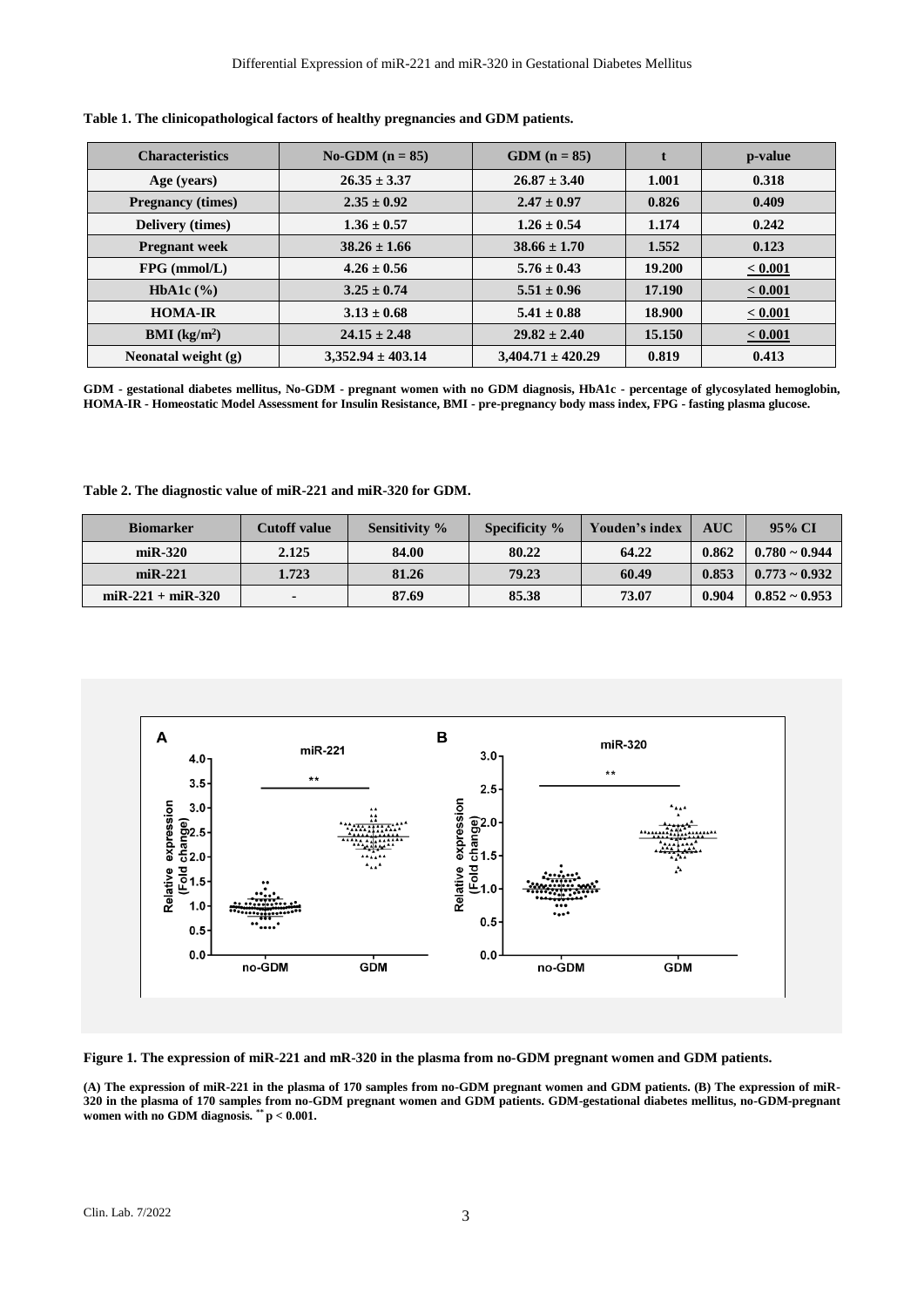**Table 1. The clinicopathological factors of healthy pregnancies and GDM patients.**

| Characteristics | No-GDM (n = 85) | GDM (n = 85) | t | p-value |
|---|---|---|---|---|
| Age (years) | 26.35 ± 3.37 | 26.87 ± 3.40 | 1.001 | 0.318 |
| Pregnancy (times) | 2.35 ± 0.92 | 2.47 ± 0.97 | 0.826 | 0.409 |
| Delivery (times) | 1.36 ± 0.57 | 1.26 ± 0.54 | 1.174 | 0.242 |
| Pregnant week | 38.26 ± 1.66 | 38.66 ± 1.70 | 1.552 | 0.123 |
| FPG (mmol/L) | 4.26 ± 0.56 | 5.76 ± 0.43 | 19.200 | < 0.001 |
| HbA1c (%) | 3.25 ± 0.74 | 5.51 ± 0.96 | 17.190 | < 0.001 |
| HOMA-IR | 3.13 ± 0.68 | 5.41 ± 0.88 | 18.900 | < 0.001 |
| BMI ($kg/m^2$) | 24.15 ± 2.48 | 29.82 ± 2.40 | 15.150 | < 0.001 |
| Neonatal weight (g) | 3,352.94 ± 403.14 | 3,404.71 ± 420.29 | 0.819 | 0.413 |

GDM - gestational diabetes mellitus, No-GDM - pregnant women with no GDM diagnosis, HbA1c - percentage of glycosylated hemoglobin, HOMA-IR - Homeostatic Model Assessment for Insulin Resistance, BMI - pre-pregnancy body mass index, FPG - fasting plasma glucose.

**Table 2. The diagnostic value of miR-221 and miR-320 for GDM.**

| Biomarker | Cutoff value | Sensitivity % | Specificity % | Youden's index | AUC | 95% CI |
|---|---|---|---|---|---|---|
| miR-320 | 2.125 | 84.00 | 80.22 | 64.22 | 0.862 | 0.780 ~ 0.944 |
| miR-221 | 1.723 | 81.26 | 79.23 | 60.49 | 0.853 | 0.773 ~ 0.932 |
| miR-221 + miR-320 | - | 87.69 | 85.38 | 73.07 | 0.904 | 0.852 ~ 0.953 |

**Figure 1. The expression of miR-221 and mR-320 in the plasma from no-GDM pregnant women and GDM patients.**

**(A) The expression of miR-221 in the plasma of 170 samples from no-GDM pregnant women and GDM patients. (B) The expression of miR-320 in the plasma of 170 samples from no-GDM pregnant women and GDM patients. GDM-gestational diabetes mellitus, no-GDM-pregnant women with no GDM diagnosis. ** $p < 0.001$.**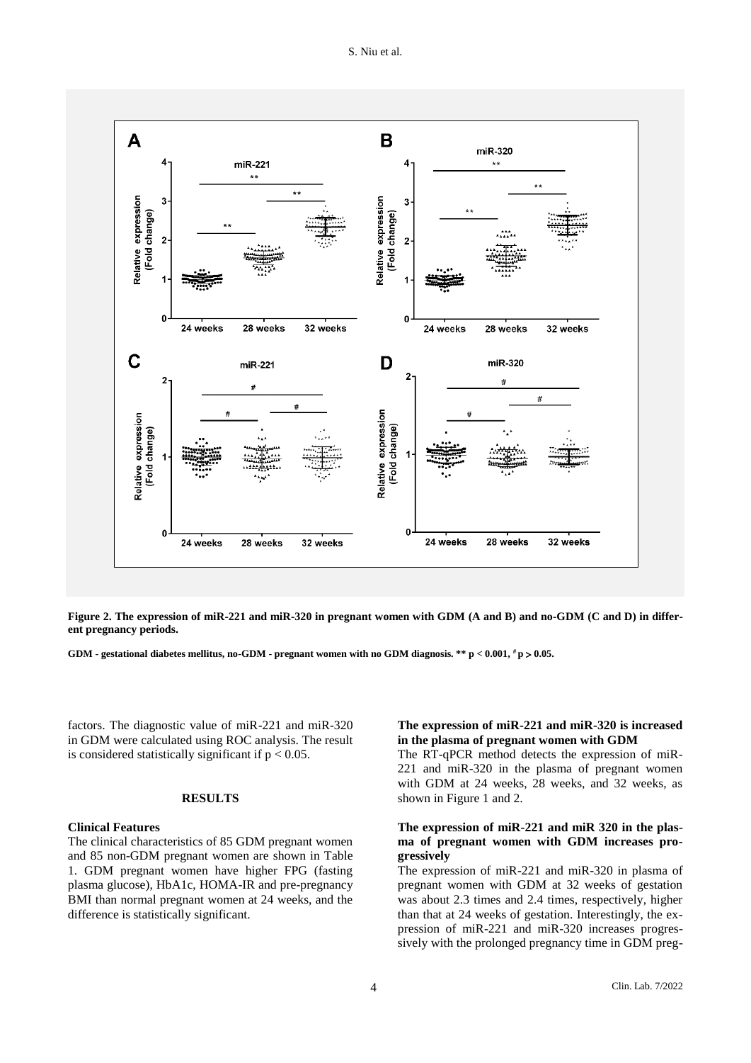**Figure 2. The expression of miR-221 and miR-320 in pregnant women with GDM (A and B) and no-GDM (C and D) in different pregnancy periods.**

**GDM - gestational diabetes mellitus, no-GDM - pregnant women with no GDM diagnosis. ** $p < 0.001$, # $p > 0.05$.**

factors. The diagnostic value of miR-221 and miR-320 in GDM were calculated using ROC analysis. The result is considered statistically significant if $p < 0.05$.

## RESULTS

### Clinical Features

The clinical characteristics of 85 GDM pregnant women and 85 non-GDM pregnant women are shown in Table 1. GDM pregnant women have higher FPG (fasting plasma glucose), HbA1c, HOMA-IR and pre-pregnancy BMI than normal pregnant women at 24 weeks, and the difference is statistically significant.

### The expression of miR-221 and miR-320 is increased in the plasma of pregnant women with GDM

The RT-qPCR method detects the expression of miR-221 and miR-320 in the plasma of pregnant women with GDM at 24 weeks, 28 weeks, and 32 weeks, as shown in Figure 1 and 2.

### The expression of miR-221 and miR 320 in the plasma of pregnant women with GDM increases progressively

The expression of miR-221 and miR-320 in plasma of pregnant women with GDM at 32 weeks of gestation was about 2.3 times and 2.4 times, respectively, higher than that at 24 weeks of gestation. Interestingly, the expression of miR-221 and miR-320 increases progressively with the prolonged pregnancy time in GDM preg-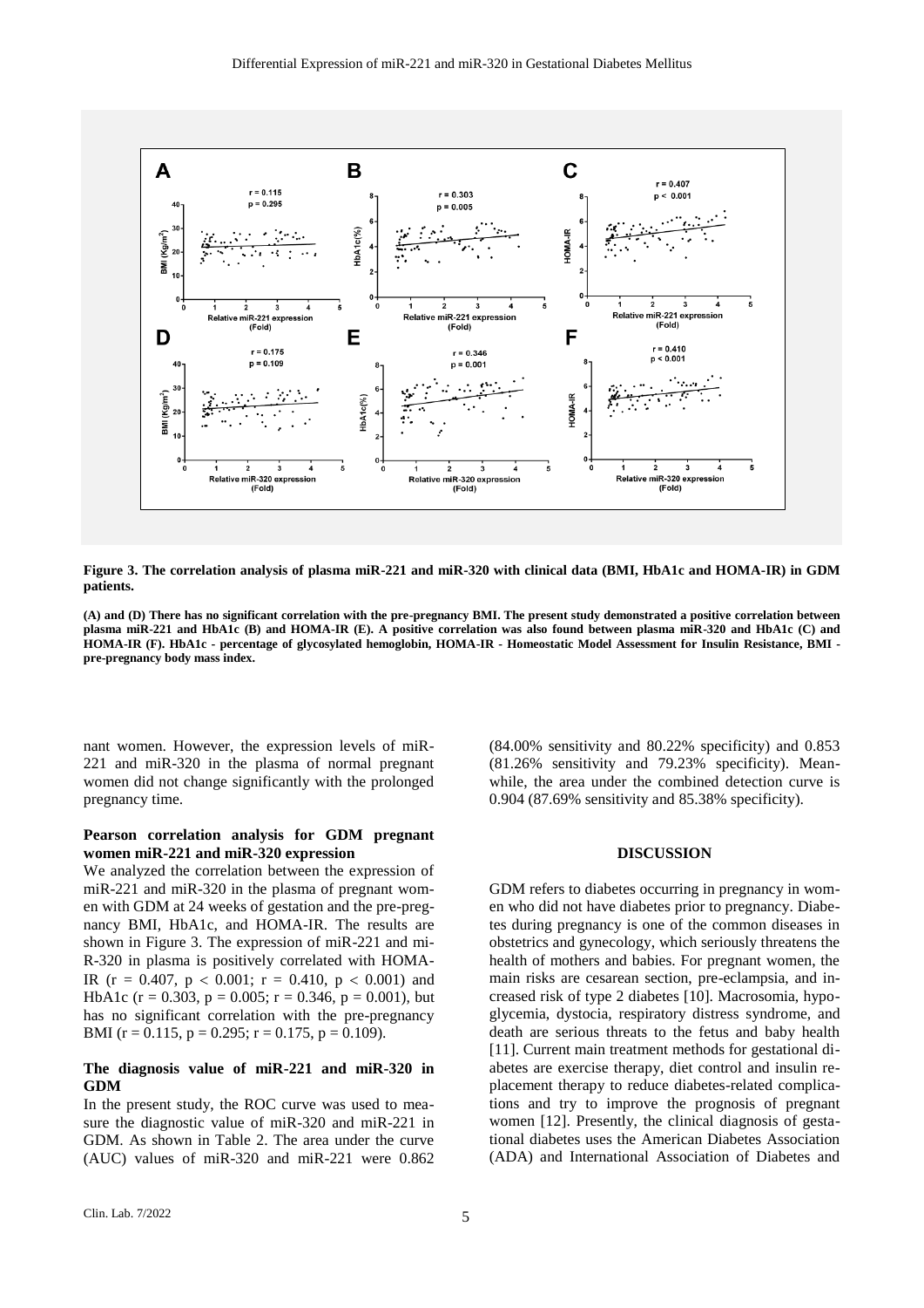**Figure 3. The correlation analysis of plasma miR-221 and miR-320 with clinical data (BMI, HbA1c and HOMA-IR) in GDM patients.**

**(A) and (D) There has no significant correlation with the pre-pregnancy BMI. The present study demonstrated a positive correlation between plasma miR-221 and HbA1c (B) and HOMA-IR (E). A positive correlation was also found between plasma miR-320 and HbA1c (C) and HOMA-IR (F). HbA1c - percentage of glycosylated hemoglobin, HOMA-IR - Homeostatic Model Assessment for Insulin Resistance, BMI - pre-pregnancy body mass index.**

nant women. However, the expression levels of miR-221 and miR-320 in the plasma of normal pregnant women did not change significantly with the prolonged pregnancy time.

### Pearson correlation analysis for GDM pregnant women miR-221 and miR-320 expression

We analyzed the correlation between the expression of miR-221 and miR-320 in the plasma of pregnant women with GDM at 24 weeks of gestation and the pre-pregnancy BMI, HbA1c, and HOMA-IR. The results are shown in Figure 3. The expression of miR-221 and miR-320 in plasma is positively correlated with HOMA-IR ($r = 0.407$, $p < 0.001$; $r = 0.410$, $p < 0.001$) and HbA1c ($r = 0.303$, $p = 0.005$; $r = 0.346$, $p = 0.001$), but has no significant correlation with the pre-pregnancy BMI ($r = 0.115$, $p = 0.295$; $r = 0.175$, $p = 0.109$).

### The diagnosis value of miR-221 and miR-320 in GDM

In the present study, the ROC curve was used to measure the diagnostic value of miR-320 and miR-221 in GDM. As shown in Table 2. The area under the curve (AUC) values of miR-320 and miR-221 were 0.862 (84.00% sensitivity and 80.22% specificity) and 0.853 (81.26% sensitivity and 79.23% specificity). Meanwhile, the area under the combined detection curve is 0.904 (87.69% sensitivity and 85.38% specificity).

## DISCUSSION

GDM refers to diabetes occurring in pregnancy in women who did not have diabetes prior to pregnancy. Diabetes during pregnancy is one of the common diseases in obstetrics and gynecology, which seriously threatens the health of mothers and babies. For pregnant women, the main risks are cesarean section, pre-eclampsia, and increased risk of type 2 diabetes [10]. Macrosomia, hypoglycemia, dystocia, respiratory distress syndrome, and death are serious threats to the fetus and baby health [11]. Current main treatment methods for gestational diabetes are exercise therapy, diet control and insulin replacement therapy to reduce diabetes-related complications and try to improve the prognosis of pregnant women [12]. Presently, the clinical diagnosis of gestational diabetes uses the American Diabetes Association (ADA) and International Association of Diabetes and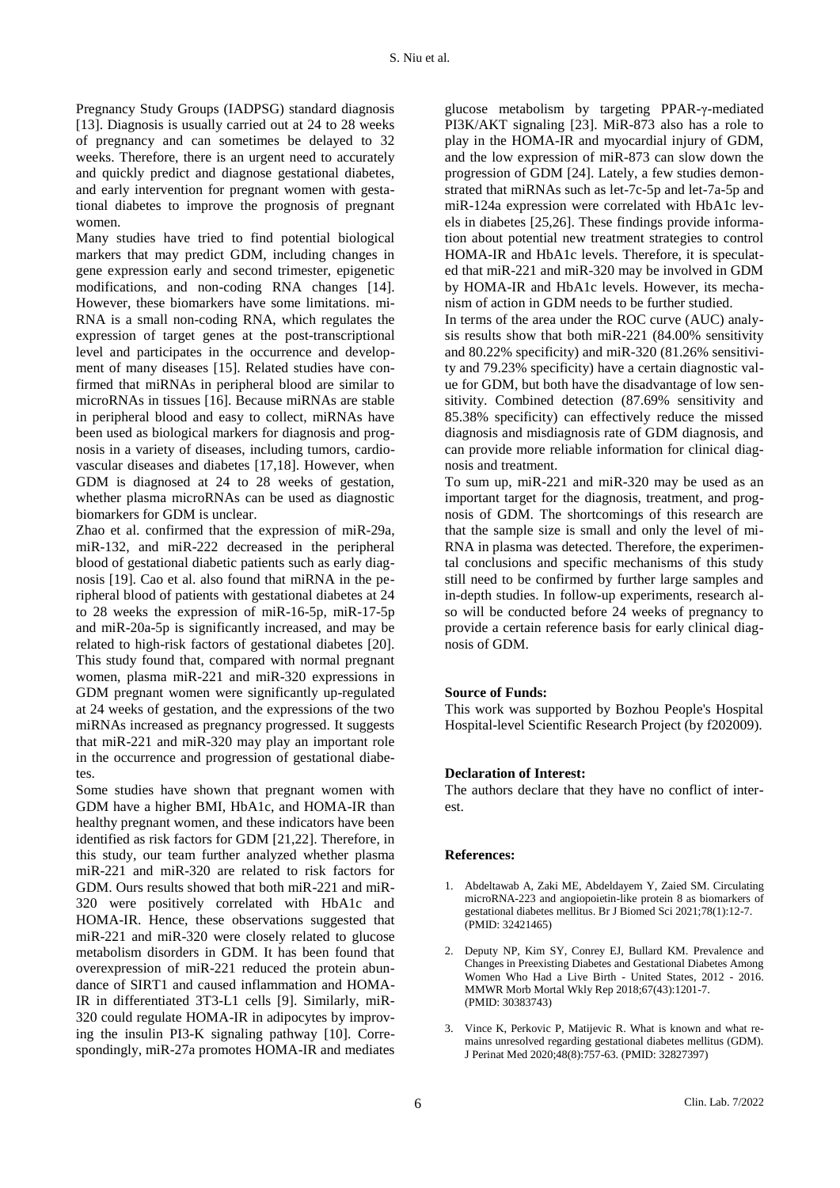Pregnancy Study Groups (IADPSG) standard diagnosis [13]. Diagnosis is usually carried out at 24 to 28 weeks of pregnancy and can sometimes be delayed to 32 weeks. Therefore, there is an urgent need to accurately and quickly predict and diagnose gestational diabetes, and early intervention for pregnant women with gestational diabetes to improve the prognosis of pregnant women.

Many studies have tried to find potential biological markers that may predict GDM, including changes in gene expression early and second trimester, epigenetic modifications, and non-coding RNA changes [14]. However, these biomarkers have some limitations. miRNA is a small non-coding RNA, which regulates the expression of target genes at the post-transcriptional level and participates in the occurrence and development of many diseases [15]. Related studies have confirmed that miRNAs in peripheral blood are similar to microRNAs in tissues [16]. Because miRNAs are stable in peripheral blood and easy to collect, miRNAs have been used as biological markers for diagnosis and prognosis in a variety of diseases, including tumors, cardiovascular diseases and diabetes [17,18]. However, when GDM is diagnosed at 24 to 28 weeks of gestation, whether plasma microRNAs can be used as diagnostic biomarkers for GDM is unclear.

Zhao et al. confirmed that the expression of miR-29a, miR-132, and miR-222 decreased in the peripheral blood of gestational diabetic patients such as early diagnosis [19]. Cao et al. also found that miRNA in the peripheral blood of patients with gestational diabetes at 24 to 28 weeks the expression of miR-16-5p, miR-17-5p and miR-20a-5p is significantly increased, and may be related to high-risk factors of gestational diabetes [20]. This study found that, compared with normal pregnant women, plasma miR-221 and miR-320 expressions in GDM pregnant women were significantly up-regulated at 24 weeks of gestation, and the expressions of the two miRNAs increased as pregnancy progressed. It suggests that miR-221 and miR-320 may play an important role in the occurrence and progression of gestational diabetes.

Some studies have shown that pregnant women with GDM have a higher BMI, HbA1c, and HOMA-IR than healthy pregnant women, and these indicators have been identified as risk factors for GDM [21,22]. Therefore, in this study, our team further analyzed whether plasma miR-221 and miR-320 are related to risk factors for GDM. Ours results showed that both miR-221 and miR-320 were positively correlated with HbA1c and HOMA-IR. Hence, these observations suggested that miR-221 and miR-320 were closely related to glucose metabolism disorders in GDM. It has been found that overexpression of miR-221 reduced the protein abundance of SIRT1 and caused inflammation and HOMA-IR in differentiated 3T3-L1 cells [9]. Similarly, miR-320 could regulate HOMA-IR in adipocytes by improving the insulin PI3-K signaling pathway [10]. Correspondingly, miR-27a promotes HOMA-IR and mediates glucose metabolism by targeting PPAR-γ-mediated PI3K/AKT signaling [23]. MiR-873 also has a role to play in the HOMA-IR and myocardial injury of GDM, and the low expression of miR-873 can slow down the progression of GDM [24]. Lately, a few studies demonstrated that miRNAs such as let-7c-5p and let-7a-5p and miR-124a expression were correlated with HbA1c levels in diabetes [25,26]. These findings provide information about potential new treatment strategies to control HOMA-IR and HbA1c levels. Therefore, it is speculated that miR-221 and miR-320 may be involved in GDM by HOMA-IR and HbA1c levels. However, its mechanism of action in GDM needs to be further studied.

In terms of the area under the ROC curve (AUC) analysis results show that both miR-221 (84.00% sensitivity and 80.22% specificity) and miR-320 (81.26% sensitivity and 79.23% specificity) have a certain diagnostic value for GDM, but both have the disadvantage of low sensitivity. Combined detection (87.69% sensitivity and 85.38% specificity) can effectively reduce the missed diagnosis and misdiagnosis rate of GDM diagnosis, and can provide more reliable information for clinical diagnosis and treatment.

To sum up, miR-221 and miR-320 may be used as an important target for the diagnosis, treatment, and prognosis of GDM. The shortcomings of this research are that the sample size is small and only the level of miRNA in plasma was detected. Therefore, the experimental conclusions and specific mechanisms of this study still need to be confirmed by further large samples and in-depth studies. In follow-up experiments, research also will be conducted before 24 weeks of pregnancy to provide a certain reference basis for early clinical diagnosis of GDM.

**Source of Funds:**

This work was supported by Bozhou People's Hospital Hospital-level Scientific Research Project (by f202009).

**Declaration of Interest:**

The authors declare that they have no conflict of interest.

**References:**

1. Abdeltawab A, Zaki ME, Abdeldayem Y, Zaied SM. Circulating microRNA-223 and angiopoietin-like protein 8 as biomarkers of gestational diabetes mellitus. Br J Biomed Sci 2021;78(1):12-7. (PMID: 32421465)
2. Deputy NP, Kim SY, Conrey EJ, Bullard KM. Prevalence and Changes in Preexisting Diabetes and Gestational Diabetes Among Women Who Had a Live Birth - United States, 2012 - 2016. MMWR Morb Mortal Wkly Rep 2018;67(43):1201-7. (PMID: 30383743)
3. Vince K, Perkovic P, Matijevic R. What is known and what remains unresolved regarding gestational diabetes mellitus (GDM). J Perinat Med 2020;48(8):757-63. (PMID: 32827397)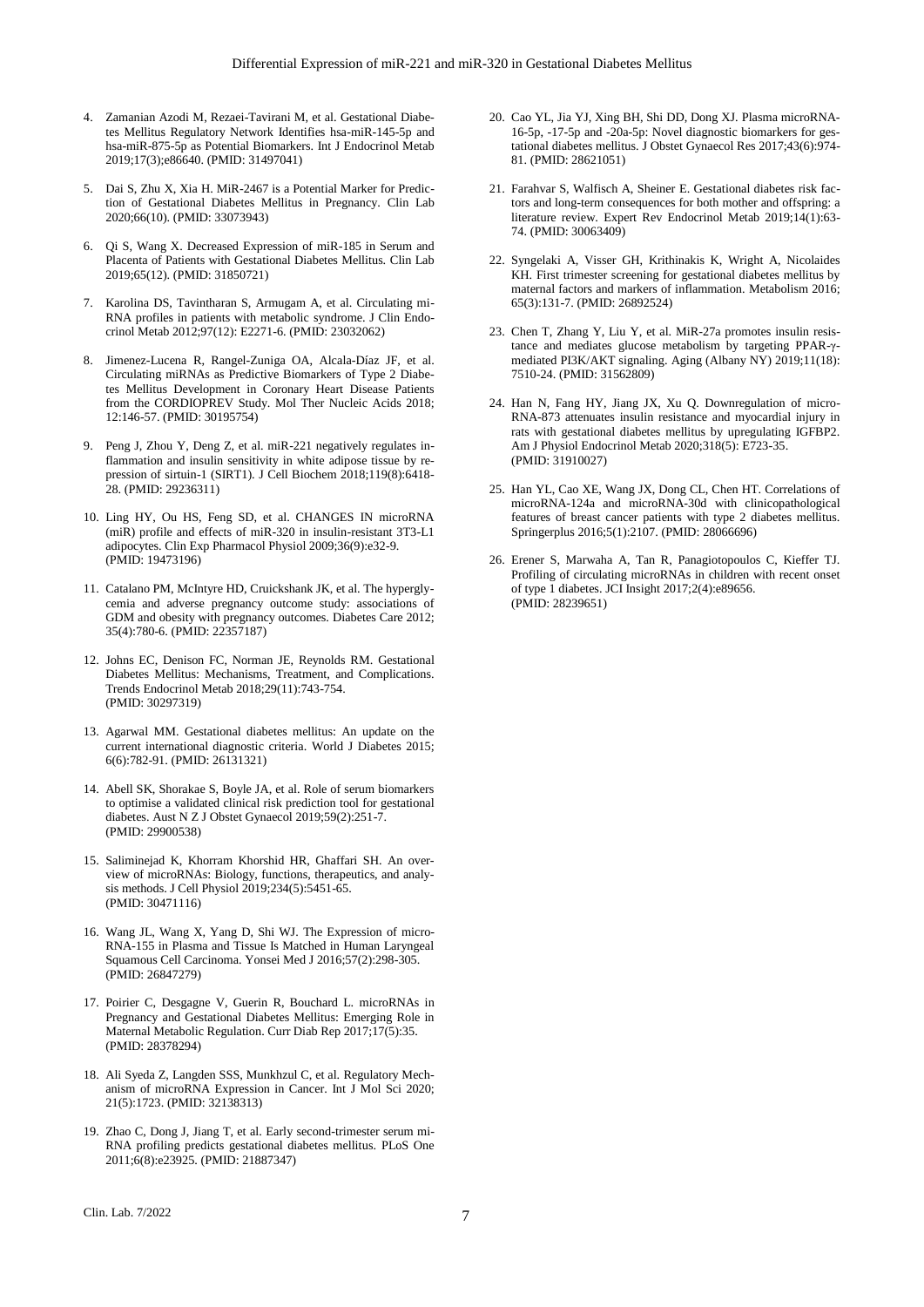4. Zamanian Azodi M, Rezaei-Tavirani M, et al. Gestational Diabetes Mellitus Regulatory Network Identifies hsa-miR-145-5p and hsa-miR-875-5p as Potential Biomarkers. Int J Endocrinol Metab 2019;17(3);e86640. (PMID: 31497041)

5. Dai S, Zhu X, Xia H. MiR-2467 is a Potential Marker for Prediction of Gestational Diabetes Mellitus in Pregnancy. Clin Lab 2020;66(10). (PMID: 33073943)

6. Qi S, Wang X. Decreased Expression of miR-185 in Serum and Placenta of Patients with Gestational Diabetes Mellitus. Clin Lab 2019;65(12). (PMID: 31850721)

7. Karolina DS, Tavintharan S, Armugam A, et al. Circulating miRNA profiles in patients with metabolic syndrome. J Clin Endocrinol Metab 2012;97(12): E2271-6. (PMID: 23032062)

8. Jimenez-Lucena R, Rangel-Zuniga OA, Alcala-Díaz JF, et al. Circulating miRNAs as Predictive Biomarkers of Type 2 Diabetes Mellitus Development in Coronary Heart Disease Patients from the CORDIOPREV Study. Mol Ther Nucleic Acids 2018; 12:146-57. (PMID: 30195754)

9. Peng J, Zhou Y, Deng Z, et al. miR-221 negatively regulates inflammation and insulin sensitivity in white adipose tissue by repression of sirtuin-1 (SIRT1). J Cell Biochem 2018;119(8):6418-28. (PMID: 29236311)

10. Ling HY, Ou HS, Feng SD, et al. CHANGES IN microRNA (miR) profile and effects of miR-320 in insulin-resistant 3T3-L1 adipocytes. Clin Exp Pharmacol Physiol 2009;36(9):e32-9. (PMID: 19473196)

11. Catalano PM, McIntyre HD, Cruickshank JK, et al. The hyperglycemia and adverse pregnancy outcome study: associations of GDM and obesity with pregnancy outcomes. Diabetes Care 2012; 35(4):780-6. (PMID: 22357187)

12. Johns EC, Denison FC, Norman JE, Reynolds RM. Gestational Diabetes Mellitus: Mechanisms, Treatment, and Complications. Trends Endocrinol Metab 2018;29(11):743-754. (PMID: 30297319)

13. Agarwal MM. Gestational diabetes mellitus: An update on the current international diagnostic criteria. World J Diabetes 2015; 6(6):782-91. (PMID: 26131321)

14. Abell SK, Shorakae S, Boyle JA, et al. Role of serum biomarkers to optimise a validated clinical risk prediction tool for gestational diabetes. Aust N Z J Obstet Gynaecol 2019;59(2):251-7. (PMID: 29900538)

15. Saliminejad K, Khorram Khorshid HR, Ghaffari SH. An overview of microRNAs: Biology, functions, therapeutics, and analysis methods. J Cell Physiol 2019;234(5):5451-65. (PMID: 30471116)

16. Wang JL, Wang X, Yang D, Shi WJ. The Expression of microRNA-155 in Plasma and Tissue Is Matched in Human Laryngeal Squamous Cell Carcinoma. Yonsei Med J 2016;57(2):298-305. (PMID: 26847279)

17. Poirier C, Desgagne V, Guerin R, Bouchard L. microRNAs in Pregnancy and Gestational Diabetes Mellitus: Emerging Role in Maternal Metabolic Regulation. Curr Diab Rep 2017;17(5):35. (PMID: 28378294)

18. Ali Syeda Z, Langden SSS, Munkhzul C, et al. Regulatory Mechanism of microRNA Expression in Cancer. Int J Mol Sci 2020; 21(5):1723. (PMID: 32138313)

19. Zhao C, Dong J, Jiang T, et al. Early second-trimester serum miRNA profiling predicts gestational diabetes mellitus. PLoS One 2011;6(8):e23925. (PMID: 21887347)

20. Cao YL, Jia YJ, Xing BH, Shi DD, Dong XJ. Plasma microRNA-16-5p, -17-5p and -20a-5p: Novel diagnostic biomarkers for gestational diabetes mellitus. J Obstet Gynaecol Res 2017;43(6):974-81. (PMID: 28621051)

21. Farahvar S, Walfisch A, Sheiner E. Gestational diabetes risk factors and long-term consequences for both mother and offspring: a literature review. Expert Rev Endocrinol Metab 2019;14(1):63-74. (PMID: 30063409)

22. Syngelaki A, Visser GH, Krithinakis K, Wright A, Nicolaides KH. First trimester screening for gestational diabetes mellitus by maternal factors and markers of inflammation. Metabolism 2016; 65(3):131-7. (PMID: 26892524)

23. Chen T, Zhang Y, Liu Y, et al. MiR-27a promotes insulin resistance and mediates glucose metabolism by targeting PPAR-γ-mediated PI3K/AKT signaling. Aging (Albany NY) 2019;11(18): 7510-24. (PMID: 31562809)

24. Han N, Fang HY, Jiang JX, Xu Q. Downregulation of microRNA-873 attenuates insulin resistance and myocardial injury in rats with gestational diabetes mellitus by upregulating IGFBP2. Am J Physiol Endocrinol Metab 2020;318(5): E723-35. (PMID: 31910027)

25. Han YL, Cao XE, Wang JX, Dong CL, Chen HT. Correlations of microRNA-124a and microRNA-30d with clinicopathological features of breast cancer patients with type 2 diabetes mellitus. Springerplus 2016;5(1):2107. (PMID: 28066696)

26. Erener S, Marwaha A, Tan R, Panagiotopoulos C, Kieffer TJ. Profiling of circulating microRNAs in children with recent onset of type 1 diabetes. JCI Insight 2017;2(4):e89656. (PMID: 28239651)